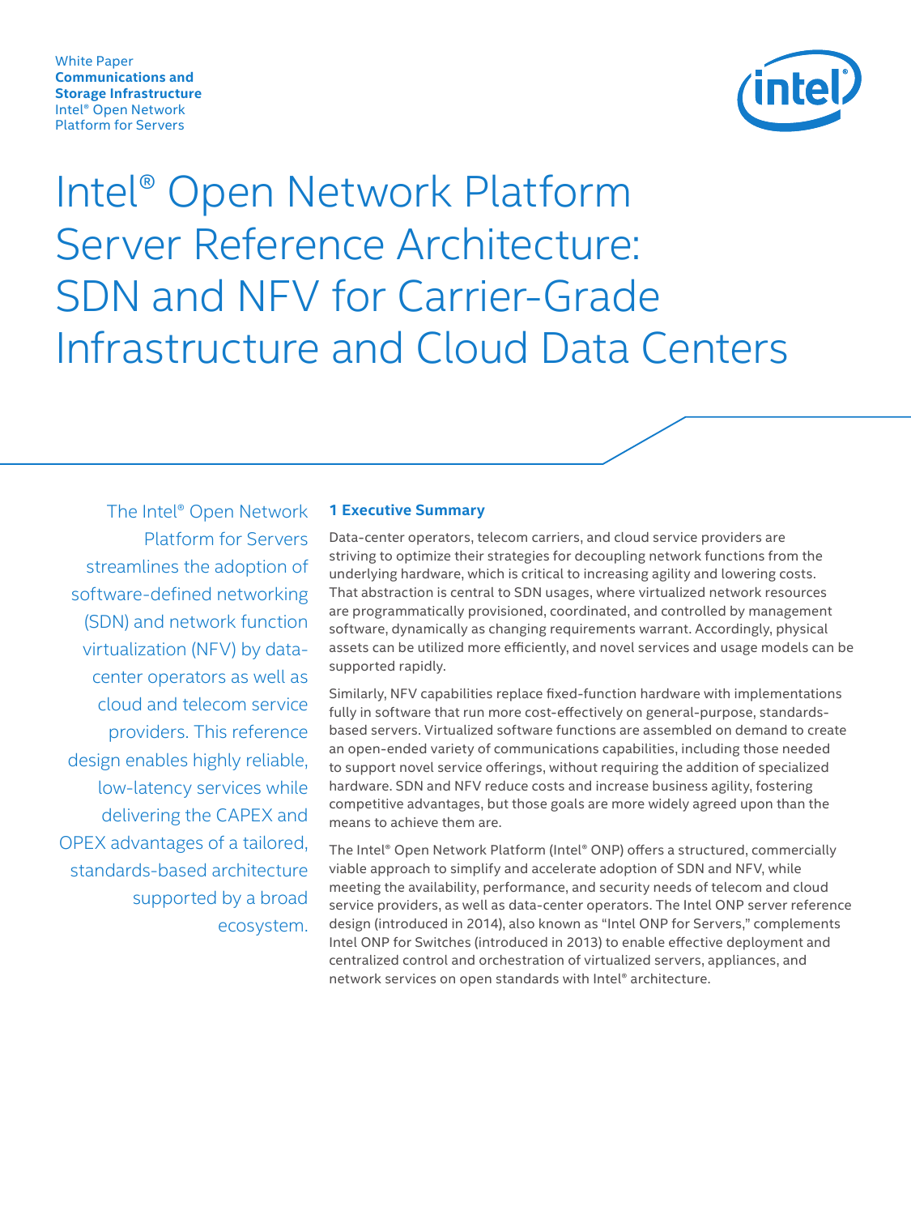White Paper
**Communications and Storage Infrastructure**
Intel® Open Network Platform for Servers

# Intel® Open Network Platform Server Reference Architecture: SDN and NFV for Carrier-Grade Infrastructure and Cloud Data Centers

The Intel® Open Network Platform for Servers streamlines the adoption of software-defined networking (SDN) and network function virtualization (NFV) by data-center operators as well as cloud and telecom service providers. This reference design enables highly reliable, low-latency services while delivering the CAPEX and OPEX advantages of a tailored, standards-based architecture supported by a broad ecosystem.

## 1 Executive Summary

Data-center operators, telecom carriers, and cloud service providers are striving to optimize their strategies for decoupling network functions from the underlying hardware, which is critical to increasing agility and lowering costs. That abstraction is central to SDN usages, where virtualized network resources are programmatically provisioned, coordinated, and controlled by management software, dynamically as changing requirements warrant. Accordingly, physical assets can be utilized more efficiently, and novel services and usage models can be supported rapidly.

Similarly, NFV capabilities replace fixed-function hardware with implementations fully in software that run more cost-effectively on general-purpose, standards-based servers. Virtualized software functions are assembled on demand to create an open-ended variety of communications capabilities, including those needed to support novel service offerings, without requiring the addition of specialized hardware. SDN and NFV reduce costs and increase business agility, fostering competitive advantages, but those goals are more widely agreed upon than the means to achieve them are.

The Intel® Open Network Platform (Intel® ONP) offers a structured, commercially viable approach to simplify and accelerate adoption of SDN and NFV, while meeting the availability, performance, and security needs of telecom and cloud service providers, as well as data-center operators. The Intel ONP server reference design (introduced in 2014), also known as "Intel ONP for Servers," complements Intel ONP for Switches (introduced in 2013) to enable effective deployment and centralized control and orchestration of virtualized servers, appliances, and network services on open standards with Intel® architecture.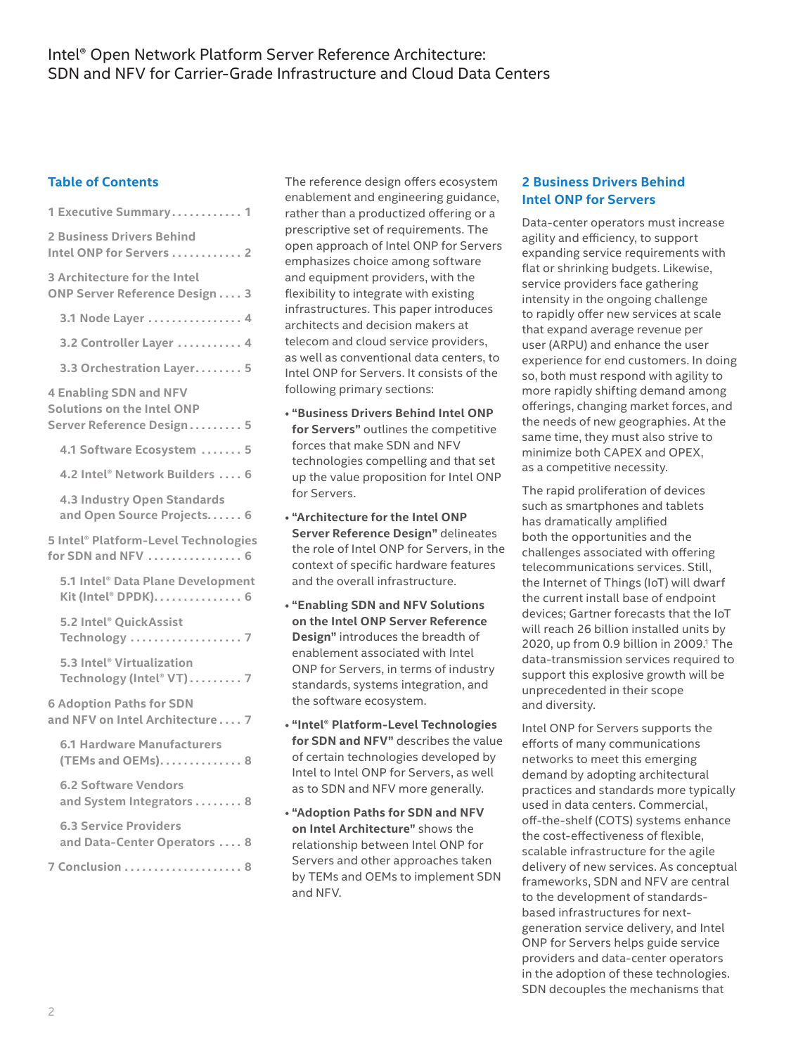## Table of Contents

1 Executive Summary . . . . . . . . . . . . 1

2 Business Drivers Behind Intel ONP for Servers . . . . . . . . . . . . 2

3 Architecture for the Intel ONP Server Reference Design . . . . 3

- 3.1 Node Layer . . . . . . . . . . . . . . . . 4
- 3.2 Controller Layer . . . . . . . . . . . 4
- 3.3 Orchestration Layer. . . . . . . . 5

4 Enabling SDN and NFV Solutions on the Intel ONP Server Reference Design . . . . . . . . . 5

- 4.1 Software Ecosystem . . . . . . . 5
- 4.2 Intel® Network Builders . . . . 6
- 4.3 Industry Open Standards and Open Source Projects. . . . . . 6

5 Intel® Platform-Level Technologies for SDN and NFV . . . . . . . . . . . . . . . . 6

- 5.1 Intel® Data Plane Development Kit (Intel® DPDK). . . . . . . . . . . . . . . 6
- 5.2 Intel® QuickAssist Technology . . . . . . . . . . . . . . . . . . . 7
- 5.3 Intel® Virtualization Technology (Intel® VT) . . . . . . . . . 7

6 Adoption Paths for SDN and NFV on Intel Architecture . . . . 7

- 6.1 Hardware Manufacturers (TEMs and OEMs). . . . . . . . . . . . . . 8
- 6.2 Software Vendors and System Integrators . . . . . . . . 8
- 6.3 Service Providers and Data-Center Operators . . . . 8

7 Conclusion . . . . . . . . . . . . . . . . . . . . 8

The reference design offers ecosystem enablement and engineering guidance, rather than a productized offering or a prescriptive set of requirements. The open approach of Intel ONP for Servers emphasizes choice among software and equipment providers, with the flexibility to integrate with existing infrastructures. This paper introduces architects and decision makers at telecom and cloud service providers, as well as conventional data centers, to Intel ONP for Servers. It consists of the following primary sections:

- **"Business Drivers Behind Intel ONP for Servers"** outlines the competitive forces that make SDN and NFV technologies compelling and that set up the value proposition for Intel ONP for Servers.
- **"Architecture for the Intel ONP Server Reference Design"** delineates the role of Intel ONP for Servers, in the context of specific hardware features and the overall infrastructure.
- **"Enabling SDN and NFV Solutions on the Intel ONP Server Reference Design"** introduces the breadth of enablement associated with Intel ONP for Servers, in terms of industry standards, systems integration, and the software ecosystem.
- **"Intel® Platform-Level Technologies for SDN and NFV"** describes the value of certain technologies developed by Intel to Intel ONP for Servers, as well as to SDN and NFV more generally.
- **"Adoption Paths for SDN and NFV on Intel Architecture"** shows the relationship between Intel ONP for Servers and other approaches taken by TEMs and OEMs to implement SDN and NFV.

## 2 Business Drivers Behind Intel ONP for Servers

Data-center operators must increase agility and efficiency, to support expanding service requirements with flat or shrinking budgets. Likewise, service providers face gathering intensity in the ongoing challenge to rapidly offer new services at scale that expand average revenue per user (ARPU) and enhance the user experience for end customers. In doing so, both must respond with agility to more rapidly shifting demand among offerings, changing market forces, and the needs of new geographies. At the same time, they must also strive to minimize both CAPEX and OPEX, as a competitive necessity.

The rapid proliferation of devices such as smartphones and tablets has dramatically amplified both the opportunities and the challenges associated with offering telecommunications services. Still, the Internet of Things (IoT) will dwarf the current install base of endpoint devices; Gartner forecasts that the IoT will reach 26 billion installed units by 2020, up from 0.9 billion in 2009.[1] The data-transmission services required to support this explosive growth will be unprecedented in their scope and diversity.

Intel ONP for Servers supports the efforts of many communications networks to meet this emerging demand by adopting architectural practices and standards more typically used in data centers. Commercial, off-the-shelf (COTS) systems enhance the cost-effectiveness of flexible, scalable infrastructure for the agile delivery of new services. As conceptual frameworks, SDN and NFV are central to the development of standards-based infrastructures for next-generation service delivery, and Intel ONP for Servers helps guide service providers and data-center operators in the adoption of these technologies. SDN decouples the mechanisms that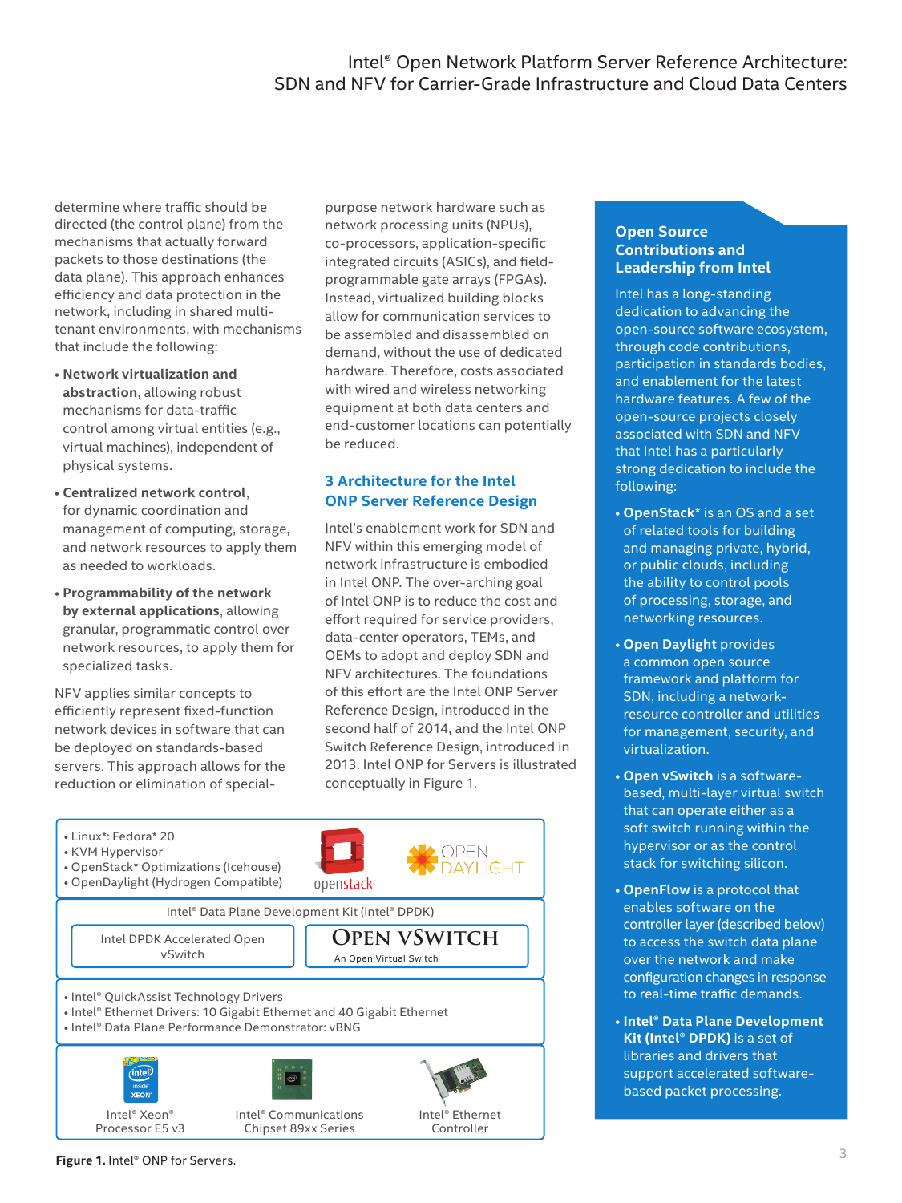determine where traffic should be directed (the control plane) from the mechanisms that actually forward packets to those destinations (the data plane). This approach enhances efficiency and data protection in the network, including in shared multi-tenant environments, with mechanisms that include the following:

- **Network virtualization and abstraction**, allowing robust mechanisms for data-traffic control among virtual entities (e.g., virtual machines), independent of physical systems.
- **Centralized network control**, for dynamic coordination and management of computing, storage, and network resources to apply them as needed to workloads.
- **Programmability of the network by external applications**, allowing granular, programmatic control over network resources, to apply them for specialized tasks.

NFV applies similar concepts to efficiently represent fixed-function network devices in software that can be deployed on standards-based servers. This approach allows for the reduction or elimination of special-purpose network hardware such as network processing units (NPUs), co-processors, application-specific integrated circuits (ASICs), and field-programmable gate arrays (FPGAs). Instead, virtualized building blocks allow for communication services to be assembled and disassembled on demand, without the use of dedicated hardware. Therefore, costs associated with wired and wireless networking equipment at both data centers and end-customer locations can potentially be reduced.

## 3 Architecture for the Intel ONP Server Reference Design

Intel's enablement work for SDN and NFV within this emerging model of network infrastructure is embodied in Intel ONP. The over-arching goal of Intel ONP is to reduce the cost and effort required for service providers, data-center operators, TEMs, and OEMs to adopt and deploy SDN and NFV architectures. The foundations of this effort are the Intel ONP Server Reference Design, introduced in the second half of 2014, and the Intel ONP Switch Reference Design, introduced in 2013. Intel ONP for Servers is illustrated conceptually in Figure 1.

- Linux*: Fedora* 20
- KVM Hypervisor
- OpenStack* Optimizations (Icehouse)
- OpenDaylight (Hydrogen Compatible)

openstack · OPEN DAYLIGHT

Intel® Data Plane Development Kit (Intel® DPDK)

Intel DPDK Accelerated Open vSwitch | OPEN VSWITCH — An Open Virtual Switch

- Intel® QuickAssist Technology Drivers
- Intel® Ethernet Drivers: 10 Gigabit Ethernet and 40 Gigabit Ethernet
- Intel® Data Plane Performance Demonstrator: vBNG

Intel® Xeon® Processor E5 v3 | Intel® Communications Chipset 89xx Series | Intel® Ethernet Controller

**Figure 1.** Intel® ONP for Servers.

### Open Source Contributions and Leadership from Intel

Intel has a long-standing dedication to advancing the open-source software ecosystem, through code contributions, participation in standards bodies, and enablement for the latest hardware features. A few of the open-source projects closely associated with SDN and NFV that Intel has a particularly strong dedication to include the following:

- **OpenStack*** is an OS and a set of related tools for building and managing private, hybrid, or public clouds, including the ability to control pools of processing, storage, and networking resources.
- **Open Daylight** provides a common open source framework and platform for SDN, including a network-resource controller and utilities for management, security, and virtualization.
- **Open vSwitch** is a software-based, multi-layer virtual switch that can operate either as a soft switch running within the hypervisor or as the control stack for switching silicon.
- **OpenFlow** is a protocol that enables software on the controller layer (described below) to access the switch data plane over the network and make configuration changes in response to real-time traffic demands.
- **Intel® Data Plane Development Kit (Intel® DPDK)** is a set of libraries and drivers that support accelerated software-based packet processing.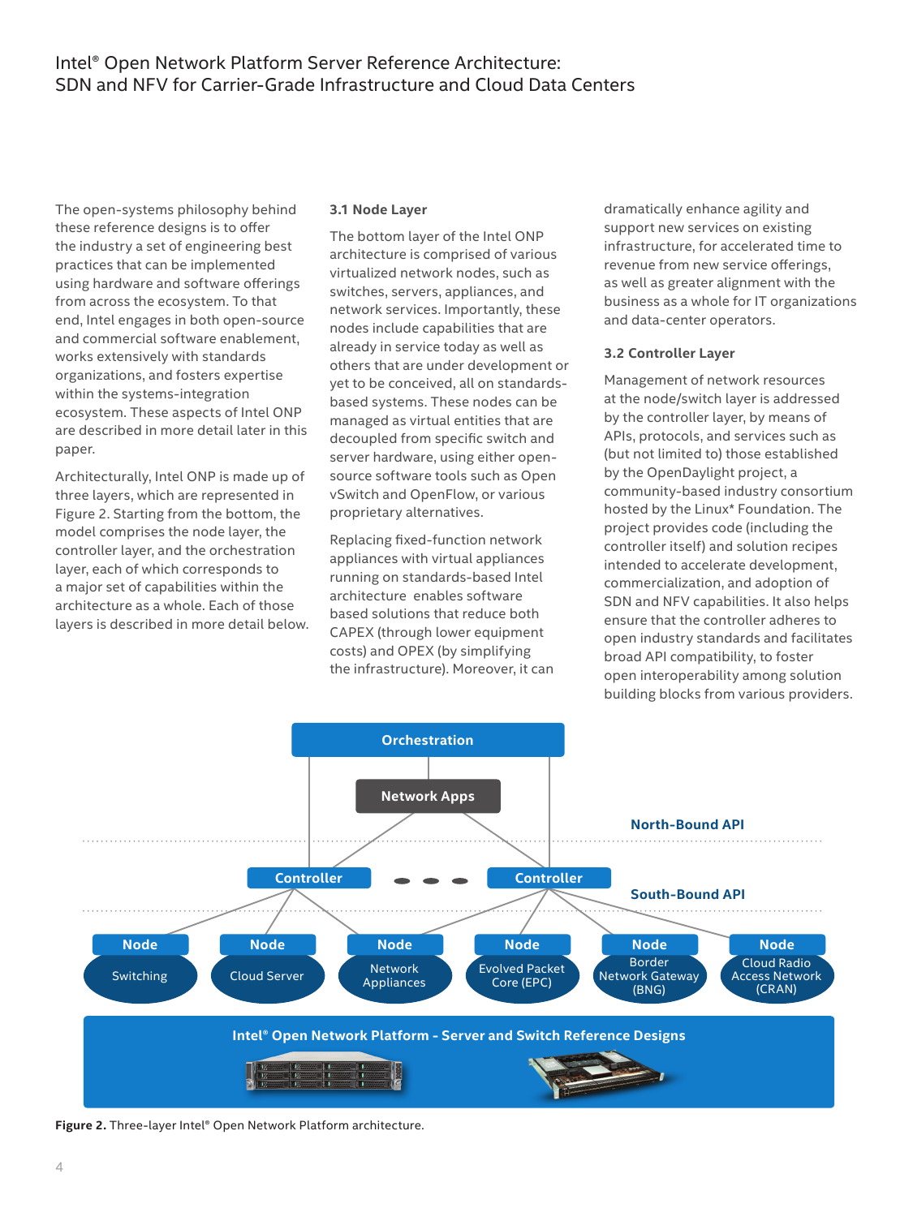The open-systems philosophy behind these reference designs is to offer the industry a set of engineering best practices that can be implemented using hardware and software offerings from across the ecosystem. To that end, Intel engages in both open-source and commercial software enablement, works extensively with standards organizations, and fosters expertise within the systems-integration ecosystem. These aspects of Intel ONP are described in more detail later in this paper.

Architecturally, Intel ONP is made up of three layers, which are represented in Figure 2. Starting from the bottom, the model comprises the node layer, the controller layer, and the orchestration layer, each of which corresponds to a major set of capabilities within the architecture as a whole. Each of those layers is described in more detail below.

### 3.1 Node Layer

The bottom layer of the Intel ONP architecture is comprised of various virtualized network nodes, such as switches, servers, appliances, and network services. Importantly, these nodes include capabilities that are already in service today as well as others that are under development or yet to be conceived, all on standards-based systems. These nodes can be managed as virtual entities that are decoupled from specific switch and server hardware, using either open-source software tools such as Open vSwitch and OpenFlow, or various proprietary alternatives.

Replacing fixed-function network appliances with virtual appliances running on standards-based Intel architecture enables software based solutions that reduce both CAPEX (through lower equipment costs) and OPEX (by simplifying the infrastructure). Moreover, it can dramatically enhance agility and support new services on existing infrastructure, for accelerated time to revenue from new service offerings, as well as greater alignment with the business as a whole for IT organizations and data-center operators.

### 3.2 Controller Layer

Management of network resources at the node/switch layer is addressed by the controller layer, by means of APIs, protocols, and services such as (but not limited to) those established by the OpenDaylight project, a community-based industry consortium hosted by the Linux* Foundation. The project provides code (including the controller itself) and solution recipes intended to accelerate development, commercialization, and adoption of SDN and NFV capabilities. It also helps ensure that the controller adheres to open industry standards and facilitates broad API compatibility, to foster open interoperability among solution building blocks from various providers.

**Figure 2.** Three-layer Intel® Open Network Platform architecture.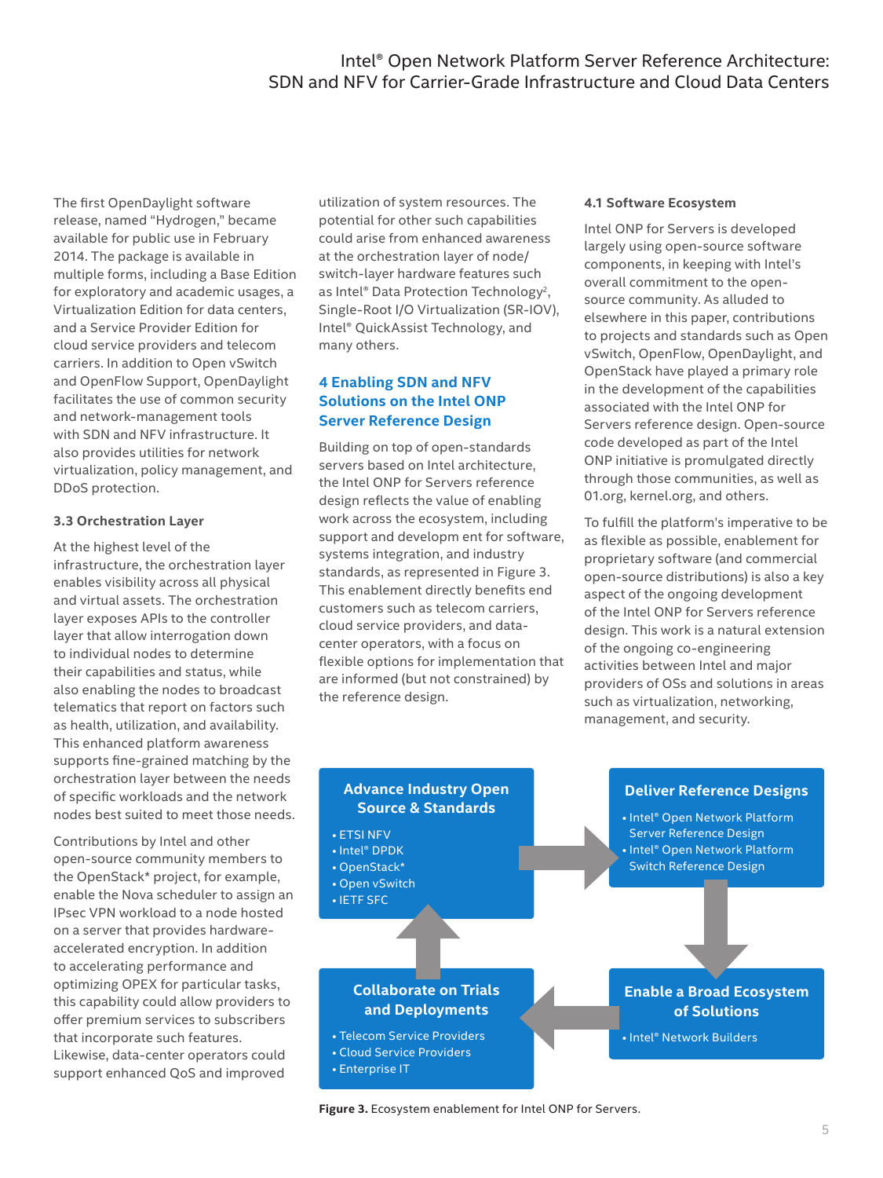The first OpenDaylight software release, named "Hydrogen," became available for public use in February 2014. The package is available in multiple forms, including a Base Edition for exploratory and academic usages, a Virtualization Edition for data centers, and a Service Provider Edition for cloud service providers and telecom carriers. In addition to Open vSwitch and OpenFlow Support, OpenDaylight facilitates the use of common security and network-management tools with SDN and NFV infrastructure. It also provides utilities for network virtualization, policy management, and DDoS protection.

### 3.3 Orchestration Layer

At the highest level of the infrastructure, the orchestration layer enables visibility across all physical and virtual assets. The orchestration layer exposes APIs to the controller layer that allow interrogation down to individual nodes to determine their capabilities and status, while also enabling the nodes to broadcast telematics that report on factors such as health, utilization, and availability. This enhanced platform awareness supports fine-grained matching by the orchestration layer between the needs of specific workloads and the network nodes best suited to meet those needs.

Contributions by Intel and other open-source community members to the OpenStack* project, for example, enable the Nova scheduler to assign an IPsec VPN workload to a node hosted on a server that provides hardware-accelerated encryption. In addition to accelerating performance and optimizing OPEX for particular tasks, this capability could allow providers to offer premium services to subscribers that incorporate such features. Likewise, data-center operators could support enhanced QoS and improved utilization of system resources. The potential for other such capabilities could arise from enhanced awareness at the orchestration layer of node/switch-layer hardware features such as Intel® Data Protection Technology[2], Single-Root I/O Virtualization (SR-IOV), Intel® QuickAssist Technology, and many others.

## 4 Enabling SDN and NFV Solutions on the Intel ONP Server Reference Design

Building on top of open-standards servers based on Intel architecture, the Intel ONP for Servers reference design reflects the value of enabling work across the ecosystem, including support and developm ent for software, systems integration, and industry standards, as represented in Figure 3. This enablement directly benefits end customers such as telecom carriers, cloud service providers, and data-center operators, with a focus on flexible options for implementation that are informed (but not constrained) by the reference design.

### 4.1 Software Ecosystem

Intel ONP for Servers is developed largely using open-source software components, in keeping with Intel's overall commitment to the open-source community. As alluded to elsewhere in this paper, contributions to projects and standards such as Open vSwitch, OpenFlow, OpenDaylight, and OpenStack have played a primary role in the development of the capabilities associated with the Intel ONP for Servers reference design. Open-source code developed as part of the Intel ONP initiative is promulgated directly through those communities, as well as 01.org, kernel.org, and others.

To fulfill the platform's imperative to be as flexible as possible, enablement for proprietary software (and commercial open-source distributions) is also a key aspect of the ongoing development of the Intel ONP for Servers reference design. This work is a natural extension of the ongoing co-engineering activities between Intel and major providers of OSs and solutions in areas such as virtualization, networking, management, and security.

**Advance Industry Open Source & Standards**
- ETSI NFV
- Intel® DPDK
- OpenStack*
- Open vSwitch
- IETF SFC

**Deliver Reference Designs**
- Intel® Open Network Platform Server Reference Design
- Intel® Open Network Platform Switch Reference Design

**Enable a Broad Ecosystem of Solutions**
- Intel® Network Builders

**Collaborate on Trials and Deployments**
- Telecom Service Providers
- Cloud Service Providers
- Enterprise IT

**Figure 3.** Ecosystem enablement for Intel ONP for Servers.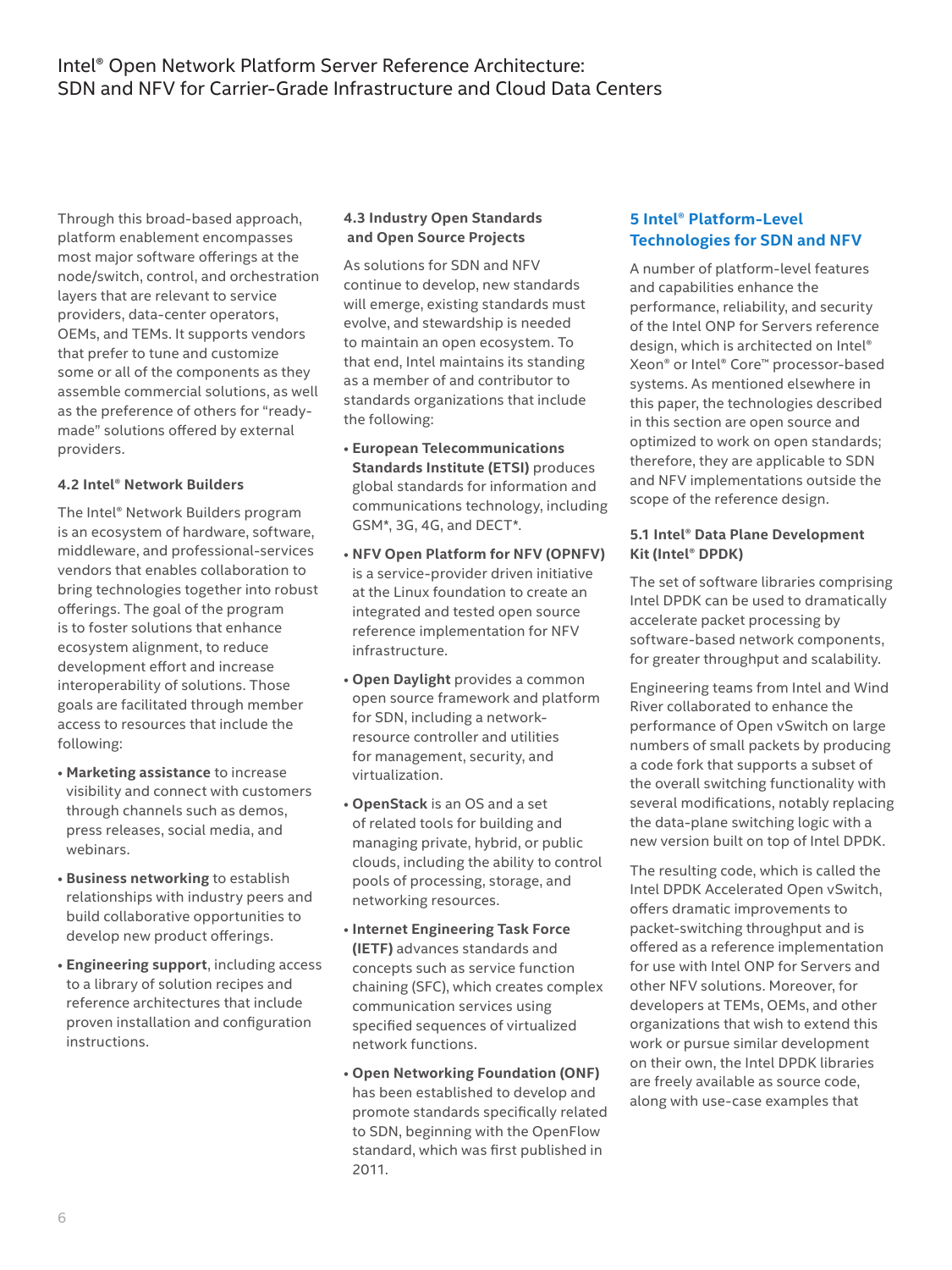Through this broad-based approach, platform enablement encompasses most major software offerings at the node/switch, control, and orchestration layers that are relevant to service providers, data-center operators, OEMs, and TEMs. It supports vendors that prefer to tune and customize some or all of the components as they assemble commercial solutions, as well as the preference of others for "ready-made" solutions offered by external providers.

### 4.2 Intel® Network Builders

The Intel® Network Builders program is an ecosystem of hardware, software, middleware, and professional-services vendors that enables collaboration to bring technologies together into robust offerings. The goal of the program is to foster solutions that enhance ecosystem alignment, to reduce development effort and increase interoperability of solutions. Those goals are facilitated through member access to resources that include the following:

- **Marketing assistance** to increase visibility and connect with customers through channels such as demos, press releases, social media, and webinars.
- **Business networking** to establish relationships with industry peers and build collaborative opportunities to develop new product offerings.
- **Engineering support**, including access to a library of solution recipes and reference architectures that include proven installation and configuration instructions.

### 4.3 Industry Open Standards and Open Source Projects

As solutions for SDN and NFV continue to develop, new standards will emerge, existing standards must evolve, and stewardship is needed to maintain an open ecosystem. To that end, Intel maintains its standing as a member of and contributor to standards organizations that include the following:

- **European Telecommunications Standards Institute (ETSI)** produces global standards for information and communications technology, including GSM*, 3G, 4G, and DECT*.
- **NFV Open Platform for NFV (OPNFV)** is a service-provider driven initiative at the Linux foundation to create an integrated and tested open source reference implementation for NFV infrastructure.
- **Open Daylight** provides a common open source framework and platform for SDN, including a network-resource controller and utilities for management, security, and virtualization.
- **OpenStack** is an OS and a set of related tools for building and managing private, hybrid, or public clouds, including the ability to control pools of processing, storage, and networking resources.
- **Internet Engineering Task Force (IETF)** advances standards and concepts such as service function chaining (SFC), which creates complex communication services using specified sequences of virtualized network functions.
- **Open Networking Foundation (ONF)** has been established to develop and promote standards specifically related to SDN, beginning with the OpenFlow standard, which was first published in 2011.

## 5 Intel® Platform-Level Technologies for SDN and NFV

A number of platform-level features and capabilities enhance the performance, reliability, and security of the Intel ONP for Servers reference design, which is architected on Intel® Xeon® or Intel® Core™ processor-based systems. As mentioned elsewhere in this paper, the technologies described in this section are open source and optimized to work on open standards; therefore, they are applicable to SDN and NFV implementations outside the scope of the reference design.

### 5.1 Intel® Data Plane Development Kit (Intel® DPDK)

The set of software libraries comprising Intel DPDK can be used to dramatically accelerate packet processing by software-based network components, for greater throughput and scalability.

Engineering teams from Intel and Wind River collaborated to enhance the performance of Open vSwitch on large numbers of small packets by producing a code fork that supports a subset of the overall switching functionality with several modifications, notably replacing the data-plane switching logic with a new version built on top of Intel DPDK.

The resulting code, which is called the Intel DPDK Accelerated Open vSwitch, offers dramatic improvements to packet-switching throughput and is offered as a reference implementation for use with Intel ONP for Servers and other NFV solutions. Moreover, for developers at TEMs, OEMs, and other organizations that wish to extend this work or pursue similar development on their own, the Intel DPDK libraries are freely available as source code, along with use-case examples that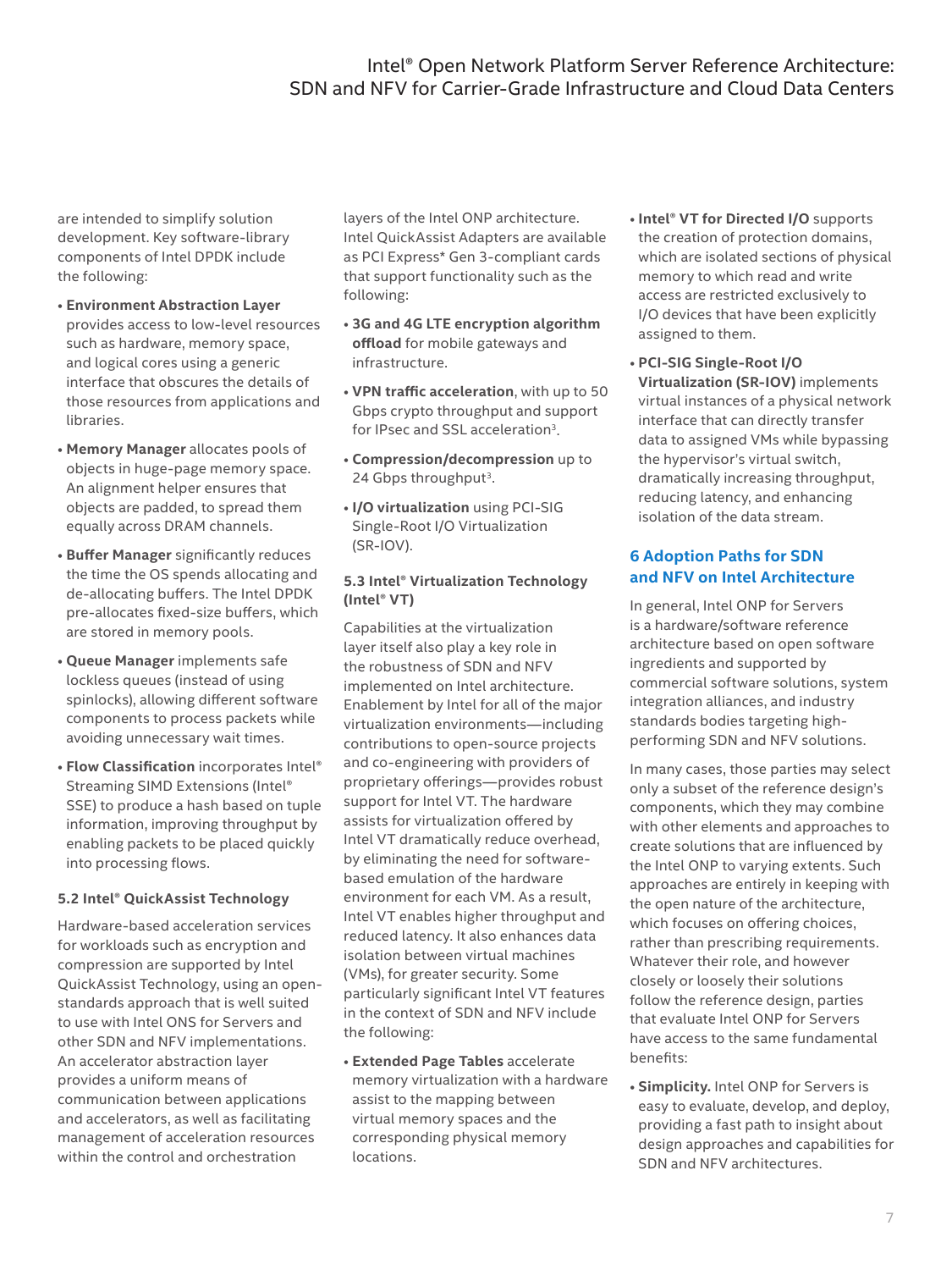are intended to simplify solution development. Key software-library components of Intel DPDK include the following:

- **Environment Abstraction Layer** provides access to low-level resources such as hardware, memory space, and logical cores using a generic interface that obscures the details of those resources from applications and libraries.
- **Memory Manager** allocates pools of objects in huge-page memory space. An alignment helper ensures that objects are padded, to spread them equally across DRAM channels.
- **Buffer Manager** significantly reduces the time the OS spends allocating and de-allocating buffers. The Intel DPDK pre-allocates fixed-size buffers, which are stored in memory pools.
- **Queue Manager** implements safe lockless queues (instead of using spinlocks), allowing different software components to process packets while avoiding unnecessary wait times.
- **Flow Classification** incorporates Intel® Streaming SIMD Extensions (Intel® SSE) to produce a hash based on tuple information, improving throughput by enabling packets to be placed quickly into processing flows.

### 5.2 Intel® QuickAssist Technology

Hardware-based acceleration services for workloads such as encryption and compression are supported by Intel QuickAssist Technology, using an open-standards approach that is well suited to use with Intel ONS for Servers and other SDN and NFV implementations. An accelerator abstraction layer provides a uniform means of communication between applications and accelerators, as well as facilitating management of acceleration resources within the control and orchestration layers of the Intel ONP architecture. Intel QuickAssist Adapters are available as PCI Express* Gen 3-compliant cards that support functionality such as the following:

- **3G and 4G LTE encryption algorithm offload** for mobile gateways and infrastructure.
- **VPN traffic acceleration**, with up to 50 Gbps crypto throughput and support for IPsec and SSL acceleration[3].
- **Compression/decompression** up to 24 Gbps throughput[3].
- **I/O virtualization** using PCI-SIG Single-Root I/O Virtualization (SR-IOV).

### 5.3 Intel® Virtualization Technology (Intel® VT)

Capabilities at the virtualization layer itself also play a key role in the robustness of SDN and NFV implemented on Intel architecture. Enablement by Intel for all of the major virtualization environments—including contributions to open-source projects and co-engineering with providers of proprietary offerings—provides robust support for Intel VT. The hardware assists for virtualization offered by Intel VT dramatically reduce overhead, by eliminating the need for software-based emulation of the hardware environment for each VM. As a result, Intel VT enables higher throughput and reduced latency. It also enhances data isolation between virtual machines (VMs), for greater security. Some particularly significant Intel VT features in the context of SDN and NFV include the following:

- **Extended Page Tables** accelerate memory virtualization with a hardware assist to the mapping between virtual memory spaces and the corresponding physical memory locations.
- **Intel® VT for Directed I/O** supports the creation of protection domains, which are isolated sections of physical memory to which read and write access are restricted exclusively to I/O devices that have been explicitly assigned to them.
- **PCI-SIG Single-Root I/O Virtualization (SR-IOV)** implements virtual instances of a physical network interface that can directly transfer data to assigned VMs while bypassing the hypervisor's virtual switch, dramatically increasing throughput, reducing latency, and enhancing isolation of the data stream.

## 6 Adoption Paths for SDN and NFV on Intel Architecture

In general, Intel ONP for Servers is a hardware/software reference architecture based on open software ingredients and supported by commercial software solutions, system integration alliances, and industry standards bodies targeting high-performing SDN and NFV solutions.

In many cases, those parties may select only a subset of the reference design's components, which they may combine with other elements and approaches to create solutions that are influenced by the Intel ONP to varying extents. Such approaches are entirely in keeping with the open nature of the architecture, which focuses on offering choices, rather than prescribing requirements. Whatever their role, and however closely or loosely their solutions follow the reference design, parties that evaluate Intel ONP for Servers have access to the same fundamental benefits:

- **Simplicity.** Intel ONP for Servers is easy to evaluate, develop, and deploy, providing a fast path to insight about design approaches and capabilities for SDN and NFV architectures.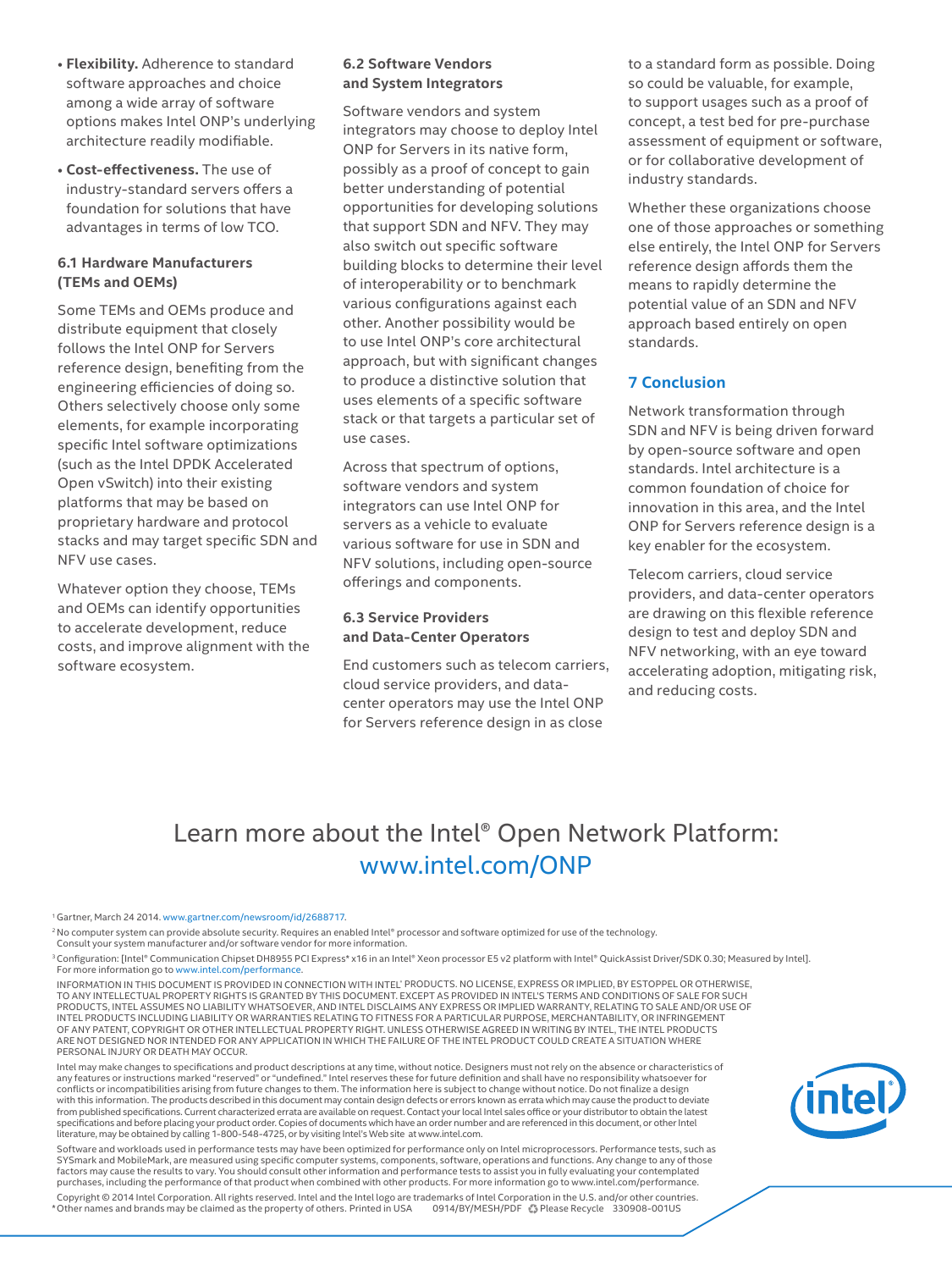- **Flexibility.** Adherence to standard software approaches and choice among a wide array of software options makes Intel ONP's underlying architecture readily modifiable.
- **Cost-effectiveness.** The use of industry-standard servers offers a foundation for solutions that have advantages in terms of low TCO.

### 6.1 Hardware Manufacturers (TEMs and OEMs)

Some TEMs and OEMs produce and distribute equipment that closely follows the Intel ONP for Servers reference design, benefiting from the engineering efficiencies of doing so. Others selectively choose only some elements, for example incorporating specific Intel software optimizations (such as the Intel DPDK Accelerated Open vSwitch) into their existing platforms that may be based on proprietary hardware and protocol stacks and may target specific SDN and NFV use cases.

Whatever option they choose, TEMs and OEMs can identify opportunities to accelerate development, reduce costs, and improve alignment with the software ecosystem.

### 6.2 Software Vendors and System Integrators

Software vendors and system integrators may choose to deploy Intel ONP for Servers in its native form, possibly as a proof of concept to gain better understanding of potential opportunities for developing solutions that support SDN and NFV. They may also switch out specific software building blocks to determine their level of interoperability or to benchmark various configurations against each other. Another possibility would be to use Intel ONP's core architectural approach, but with significant changes to produce a distinctive solution that uses elements of a specific software stack or that targets a particular set of use cases.

Across that spectrum of options, software vendors and system integrators can use Intel ONP for servers as a vehicle to evaluate various software for use in SDN and NFV solutions, including open-source offerings and components.

### 6.3 Service Providers and Data-Center Operators

End customers such as telecom carriers, cloud service providers, and data-center operators may use the Intel ONP for Servers reference design in as close to a standard form as possible. Doing so could be valuable, for example, to support usages such as a proof of concept, a test bed for pre-purchase assessment of equipment or software, or for collaborative development of industry standards.

Whether these organizations choose one of those approaches or something else entirely, the Intel ONP for Servers reference design affords them the means to rapidly determine the potential value of an SDN and NFV approach based entirely on open standards.

## 7 Conclusion

Network transformation through SDN and NFV is being driven forward by open-source software and open standards. Intel architecture is a common foundation of choice for innovation in this area, and the Intel ONP for Servers reference design is a key enabler for the ecosystem.

Telecom carriers, cloud service providers, and data-center operators are drawing on this flexible reference design to test and deploy SDN and NFV networking, with an eye toward accelerating adoption, mitigating risk, and reducing costs.

## Learn more about the Intel® Open Network Platform: www.intel.com/ONP

[1] Gartner, March 24 2014. www.gartner.com/newsroom/id/2688717.

[2] No computer system can provide absolute security. Requires an enabled Intel® processor and software optimized for use of the technology. Consult your system manufacturer and/or software vendor for more information.

[3] Configuration: [Intel® Communication Chipset DH8955 PCI Express* x16 in an Intel® Xeon processor E5 v2 platform with Intel® QuickAssist Driver/SDK 0.30; Measured by Intel]. For more information go to www.intel.com/performance.

INFORMATION IN THIS DOCUMENT IS PROVIDED IN CONNECTION WITH INTEL® PRODUCTS. NO LICENSE, EXPRESS OR IMPLIED, BY ESTOPPEL OR OTHERWISE, TO ANY INTELLECTUAL PROPERTY RIGHTS IS GRANTED BY THIS DOCUMENT. EXCEPT AS PROVIDED IN INTEL'S TERMS AND CONDITIONS OF SALE FOR SUCH PRODUCTS, INTEL ASSUMES NO LIABILITY WHATSOEVER, AND INTEL DISCLAIMS ANY EXPRESS OR IMPLIED WARRANTY, RELATING TO SALE AND/OR USE OF INTEL PRODUCTS INCLUDING LIABILITY OR WARRANTIES RELATING TO FITNESS FOR A PARTICULAR PURPOSE, MERCHANTABILITY, OR INFRINGEMENT OF ANY PATENT, COPYRIGHT OR OTHER INTELLECTUAL PROPERTY RIGHT. UNLESS OTHERWISE AGREED IN WRITING BY INTEL, THE INTEL PRODUCTS ARE NOT DESIGNED NOR INTENDED FOR ANY APPLICATION IN WHICH THE FAILURE OF THE INTEL PRODUCT COULD CREATE A SITUATION WHERE PERSONAL INJURY OR DEATH MAY OCCUR.

Intel may make changes to specifications and product descriptions at any time, without notice. Designers must not rely on the absence or characteristics of any features or instructions marked "reserved" or "undefined." Intel reserves these for future definition and shall have no responsibility whatsoever for conflicts or incompatibilities arising from future changes to them. The information here is subject to change without notice. Do not finalize a design with this information. The products described in this document may contain design defects or errors known as errata which may cause the product to deviate from published specifications. Current characterized errata are available on request. Contact your local Intel sales office or your distributor to obtain the latest specifications and before placing your product order. Copies of documents which have an order number and are referenced in this document, or other Intel literature, may be obtained by calling 1-800-548-4725, or by visiting Intel's Web site at www.intel.com.

Software and workloads used in performance tests may have been optimized for performance only on Intel microprocessors. Performance tests, such as SYSmark and MobileMark, are measured using specific computer systems, components, software, operations and functions. Any change to any of those factors may cause the results to vary. You should consult other information and performance tests to assist you in fully evaluating your contemplated purchases, including the performance of that product when combined with other products. For more information go to www.intel.com/performance.

Copyright © 2014 Intel Corporation. All rights reserved. Intel and the Intel logo are trademarks of Intel Corporation in the U.S. and/or other countries.
*Other names and brands may be claimed as the property of others. Printed in USA 0914/BY/MESH/PDF Please Recycle 330908-001US